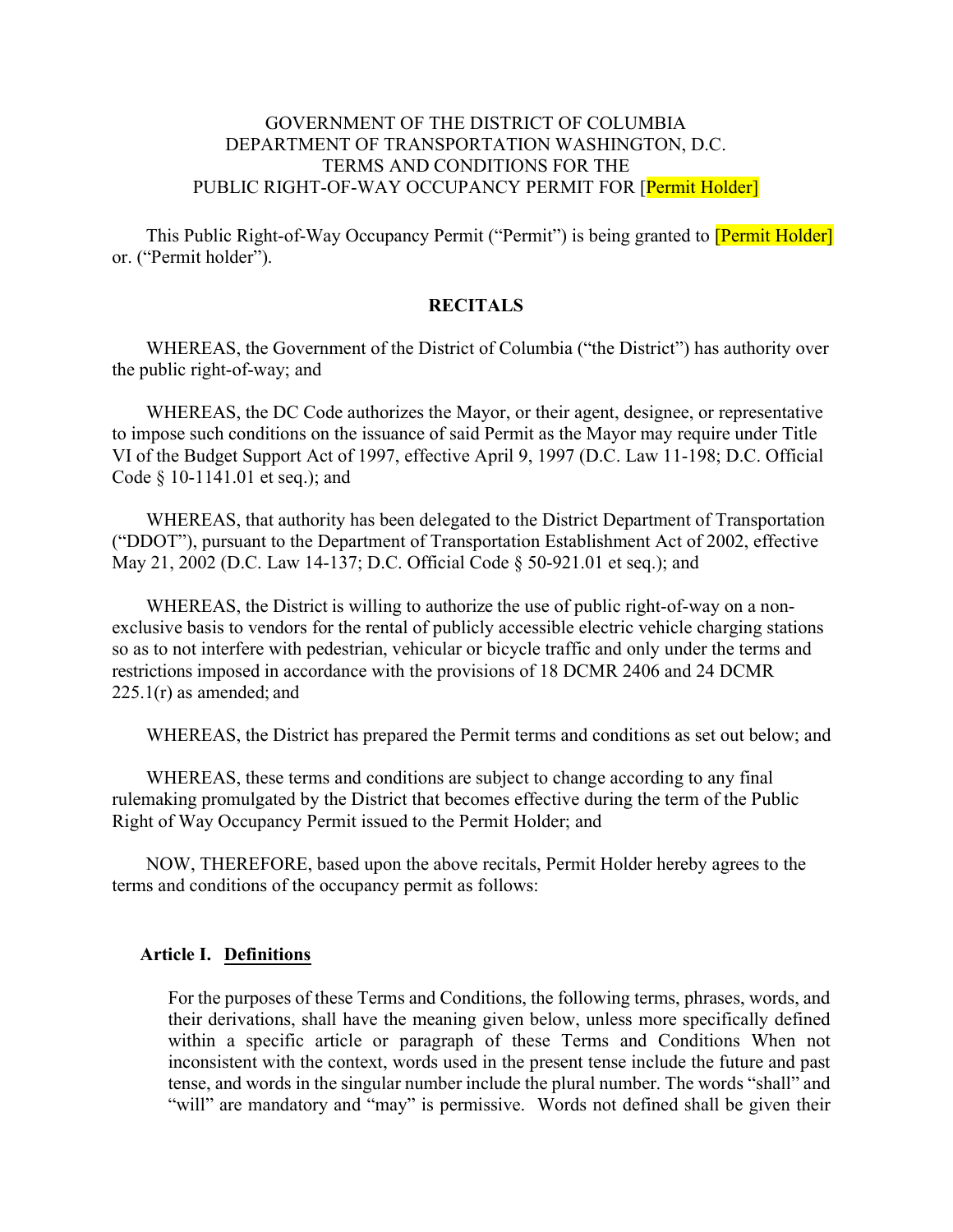GOVERNMENT OF THE DISTRICT OF COLUMBIA
DEPARTMENT OF TRANSPORTATION WASHINGTON, D.C.
TERMS AND CONDITIONS FOR THE
PUBLIC RIGHT-OF-WAY OCCUPANCY PERMIT FOR [Permit Holder]

This Public Right-of-Way Occupancy Permit ("Permit") is being granted to [Permit Holder] or. ("Permit holder").

## RECITALS

WHEREAS, the Government of the District of Columbia ("the District") has authority over the public right-of-way; and

WHEREAS, the DC Code authorizes the Mayor, or their agent, designee, or representative to impose such conditions on the issuance of said Permit as the Mayor may require under Title VI of the Budget Support Act of 1997, effective April 9, 1997 (D.C. Law 11-198; D.C. Official Code § 10-1141.01 et seq.); and

WHEREAS, that authority has been delegated to the District Department of Transportation ("DDOT"), pursuant to the Department of Transportation Establishment Act of 2002, effective May 21, 2002 (D.C. Law 14-137; D.C. Official Code § 50-921.01 et seq.); and

WHEREAS, the District is willing to authorize the use of public right-of-way on a non-exclusive basis to vendors for the rental of publicly accessible electric vehicle charging stations so as to not interfere with pedestrian, vehicular or bicycle traffic and only under the terms and restrictions imposed in accordance with the provisions of 18 DCMR 2406 and 24 DCMR 225.1(r) as amended; and

WHEREAS, the District has prepared the Permit terms and conditions as set out below; and

WHEREAS, these terms and conditions are subject to change according to any final rulemaking promulgated by the District that becomes effective during the term of the Public Right of Way Occupancy Permit issued to the Permit Holder; and

NOW, THEREFORE, based upon the above recitals, Permit Holder hereby agrees to the terms and conditions of the occupancy permit as follows:

## Article I. Definitions

For the purposes of these Terms and Conditions, the following terms, phrases, words, and their derivations, shall have the meaning given below, unless more specifically defined within a specific article or paragraph of these Terms and Conditions When not inconsistent with the context, words used in the present tense include the future and past tense, and words in the singular number include the plural number. The words "shall" and "will" are mandatory and "may" is permissive. Words not defined shall be given their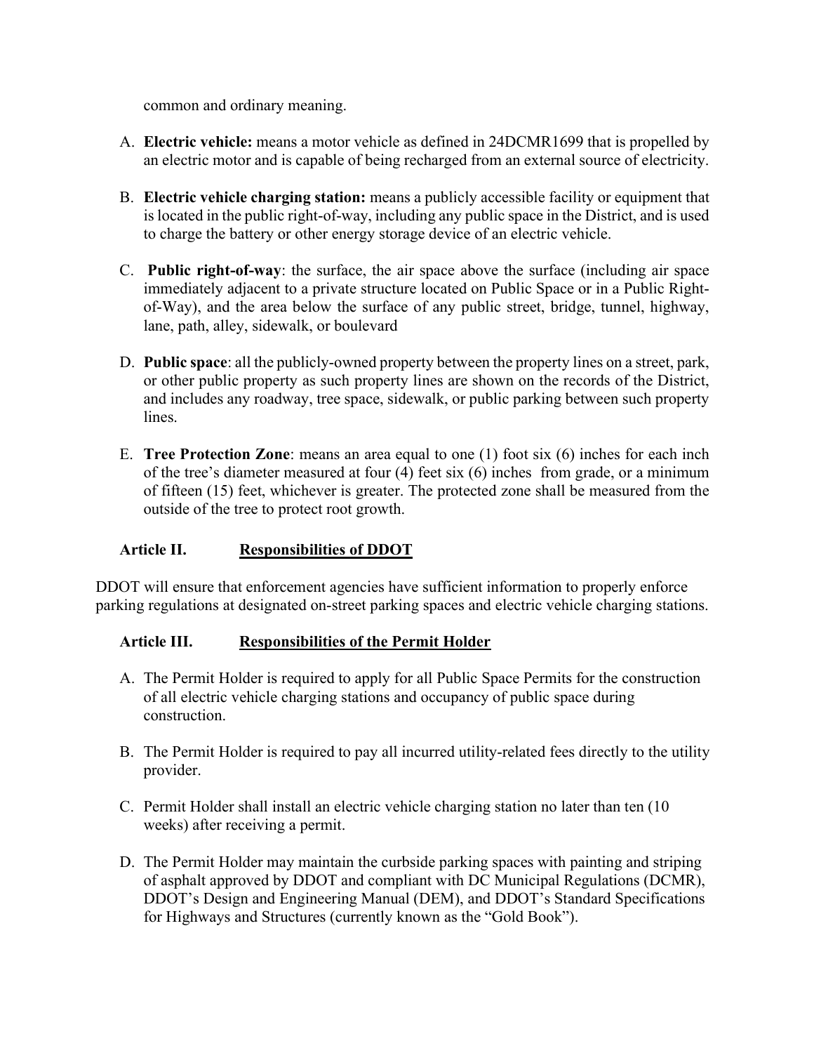common and ordinary meaning.

A. **Electric vehicle:** means a motor vehicle as defined in 24DCMR1699 that is propelled by an electric motor and is capable of being recharged from an external source of electricity.

B. **Electric vehicle charging station:** means a publicly accessible facility or equipment that is located in the public right-of-way, including any public space in the District, and is used to charge the battery or other energy storage device of an electric vehicle.

C. **Public right-of-way**: the surface, the air space above the surface (including air space immediately adjacent to a private structure located on Public Space or in a Public Right-of-Way), and the area below the surface of any public street, bridge, tunnel, highway, lane, path, alley, sidewalk, or boulevard

D. **Public space**: all the publicly-owned property between the property lines on a street, park, or other public property as such property lines are shown on the records of the District, and includes any roadway, tree space, sidewalk, or public parking between such property lines.

E. **Tree Protection Zone**: means an area equal to one (1) foot six (6) inches for each inch of the tree's diameter measured at four (4) feet six (6) inches from grade, or a minimum of fifteen (15) feet, whichever is greater. The protected zone shall be measured from the outside of the tree to protect root growth.

## Article II. Responsibilities of DDOT

DDOT will ensure that enforcement agencies have sufficient information to properly enforce parking regulations at designated on-street parking spaces and electric vehicle charging stations.

## Article III. Responsibilities of the Permit Holder

A. The Permit Holder is required to apply for all Public Space Permits for the construction of all electric vehicle charging stations and occupancy of public space during construction.

B. The Permit Holder is required to pay all incurred utility-related fees directly to the utility provider.

C. Permit Holder shall install an electric vehicle charging station no later than ten (10 weeks) after receiving a permit.

D. The Permit Holder may maintain the curbside parking spaces with painting and striping of asphalt approved by DDOT and compliant with DC Municipal Regulations (DCMR), DDOT's Design and Engineering Manual (DEM), and DDOT's Standard Specifications for Highways and Structures (currently known as the "Gold Book").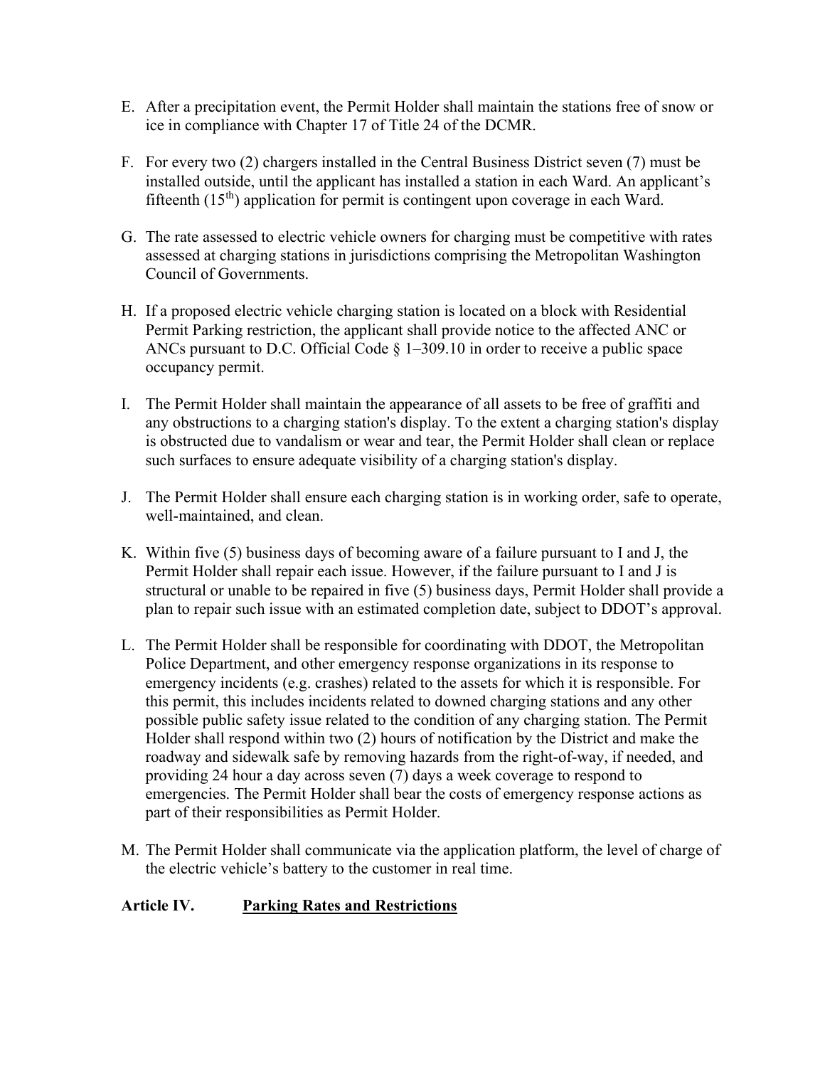E. After a precipitation event, the Permit Holder shall maintain the stations free of snow or ice in compliance with Chapter 17 of Title 24 of the DCMR.

F. For every two (2) chargers installed in the Central Business District seven (7) must be installed outside, until the applicant has installed a station in each Ward. An applicant's fifteenth ($15^{th}$) application for permit is contingent upon coverage in each Ward.

G. The rate assessed to electric vehicle owners for charging must be competitive with rates assessed at charging stations in jurisdictions comprising the Metropolitan Washington Council of Governments.

H. If a proposed electric vehicle charging station is located on a block with Residential Permit Parking restriction, the applicant shall provide notice to the affected ANC or ANCs pursuant to D.C. Official Code § 1–309.10 in order to receive a public space occupancy permit.

I. The Permit Holder shall maintain the appearance of all assets to be free of graffiti and any obstructions to a charging station's display. To the extent a charging station's display is obstructed due to vandalism or wear and tear, the Permit Holder shall clean or replace such surfaces to ensure adequate visibility of a charging station's display.

J. The Permit Holder shall ensure each charging station is in working order, safe to operate, well-maintained, and clean.

K. Within five (5) business days of becoming aware of a failure pursuant to I and J, the Permit Holder shall repair each issue. However, if the failure pursuant to I and J is structural or unable to be repaired in five (5) business days, Permit Holder shall provide a plan to repair such issue with an estimated completion date, subject to DDOT's approval.

L. The Permit Holder shall be responsible for coordinating with DDOT, the Metropolitan Police Department, and other emergency response organizations in its response to emergency incidents (e.g. crashes) related to the assets for which it is responsible. For this permit, this includes incidents related to downed charging stations and any other possible public safety issue related to the condition of any charging station. The Permit Holder shall respond within two (2) hours of notification by the District and make the roadway and sidewalk safe by removing hazards from the right-of-way, if needed, and providing 24 hour a day across seven (7) days a week coverage to respond to emergencies. The Permit Holder shall bear the costs of emergency response actions as part of their responsibilities as Permit Holder.

M. The Permit Holder shall communicate via the application platform, the level of charge of the electric vehicle's battery to the customer in real time.

## Article IV. <u>Parking Rates and Restrictions</u>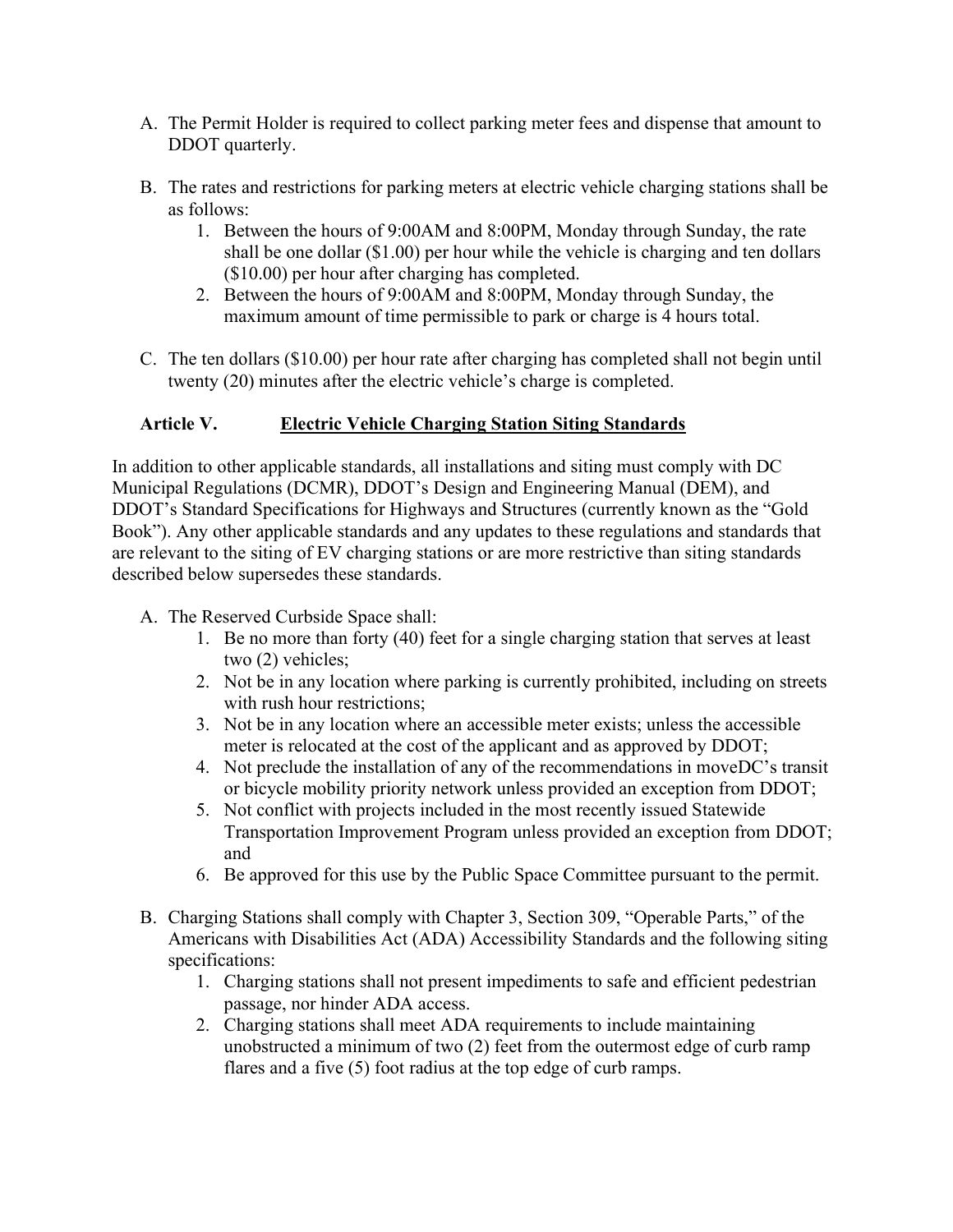A. The Permit Holder is required to collect parking meter fees and dispense that amount to DDOT quarterly.

B. The rates and restrictions for parking meters at electric vehicle charging stations shall be as follows:
   1. Between the hours of 9:00AM and 8:00PM, Monday through Sunday, the rate shall be one dollar ($1.00) per hour while the vehicle is charging and ten dollars ($10.00) per hour after charging has completed.
   2. Between the hours of 9:00AM and 8:00PM, Monday through Sunday, the maximum amount of time permissible to park or charge is 4 hours total.

C. The ten dollars ($10.00) per hour rate after charging has completed shall not begin until twenty (20) minutes after the electric vehicle's charge is completed.

## Article V. <u>Electric Vehicle Charging Station Siting Standards</u>

In addition to other applicable standards, all installations and siting must comply with DC Municipal Regulations (DCMR), DDOT's Design and Engineering Manual (DEM), and DDOT's Standard Specifications for Highways and Structures (currently known as the "Gold Book"). Any other applicable standards and any updates to these regulations and standards that are relevant to the siting of EV charging stations or are more restrictive than siting standards described below supersedes these standards.

A. The Reserved Curbside Space shall:
   1. Be no more than forty (40) feet for a single charging station that serves at least two (2) vehicles;
   2. Not be in any location where parking is currently prohibited, including on streets with rush hour restrictions;
   3. Not be in any location where an accessible meter exists; unless the accessible meter is relocated at the cost of the applicant and as approved by DDOT;
   4. Not preclude the installation of any of the recommendations in moveDC's transit or bicycle mobility priority network unless provided an exception from DDOT;
   5. Not conflict with projects included in the most recently issued Statewide Transportation Improvement Program unless provided an exception from DDOT; and
   6. Be approved for this use by the Public Space Committee pursuant to the permit.

B. Charging Stations shall comply with Chapter 3, Section 309, "Operable Parts," of the Americans with Disabilities Act (ADA) Accessibility Standards and the following siting specifications:
   1. Charging stations shall not present impediments to safe and efficient pedestrian passage, nor hinder ADA access.
   2. Charging stations shall meet ADA requirements to include maintaining unobstructed a minimum of two (2) feet from the outermost edge of curb ramp flares and a five (5) foot radius at the top edge of curb ramps.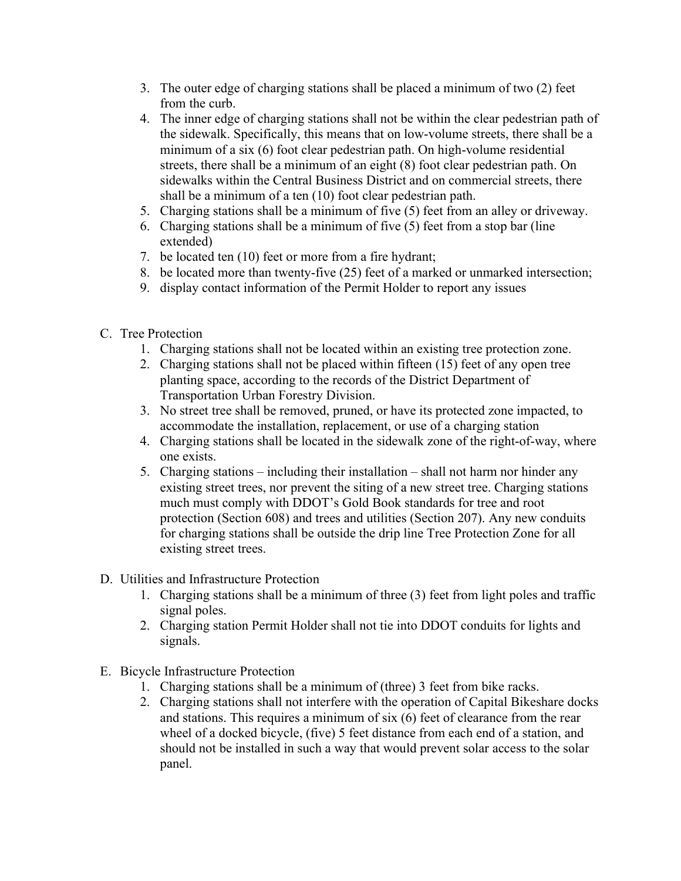3. The outer edge of charging stations shall be placed a minimum of two (2) feet from the curb.
4. The inner edge of charging stations shall not be within the clear pedestrian path of the sidewalk. Specifically, this means that on low-volume streets, there shall be a minimum of a six (6) foot clear pedestrian path. On high-volume residential streets, there shall be a minimum of an eight (8) foot clear pedestrian path. On sidewalks within the Central Business District and on commercial streets, there shall be a minimum of a ten (10) foot clear pedestrian path.
5. Charging stations shall be a minimum of five (5) feet from an alley or driveway.
6. Charging stations shall be a minimum of five (5) feet from a stop bar (line extended)
7. be located ten (10) feet or more from a fire hydrant;
8. be located more than twenty-five (25) feet of a marked or unmarked intersection;
9. display contact information of the Permit Holder to report any issues

C. Tree Protection
   1. Charging stations shall not be located within an existing tree protection zone.
   2. Charging stations shall not be placed within fifteen (15) feet of any open tree planting space, according to the records of the District Department of Transportation Urban Forestry Division.
   3. No street tree shall be removed, pruned, or have its protected zone impacted, to accommodate the installation, replacement, or use of a charging station
   4. Charging stations shall be located in the sidewalk zone of the right-of-way, where one exists.
   5. Charging stations – including their installation – shall not harm nor hinder any existing street trees, nor prevent the siting of a new street tree. Charging stations much must comply with DDOT's Gold Book standards for tree and root protection (Section 608) and trees and utilities (Section 207). Any new conduits for charging stations shall be outside the drip line Tree Protection Zone for all existing street trees.

D. Utilities and Infrastructure Protection
   1. Charging stations shall be a minimum of three (3) feet from light poles and traffic signal poles.
   2. Charging station Permit Holder shall not tie into DDOT conduits for lights and signals.

E. Bicycle Infrastructure Protection
   1. Charging stations shall be a minimum of (three) 3 feet from bike racks.
   2. Charging stations shall not interfere with the operation of Capital Bikeshare docks and stations. This requires a minimum of six (6) feet of clearance from the rear wheel of a docked bicycle, (five) 5 feet distance from each end of a station, and should not be installed in such a way that would prevent solar access to the solar panel.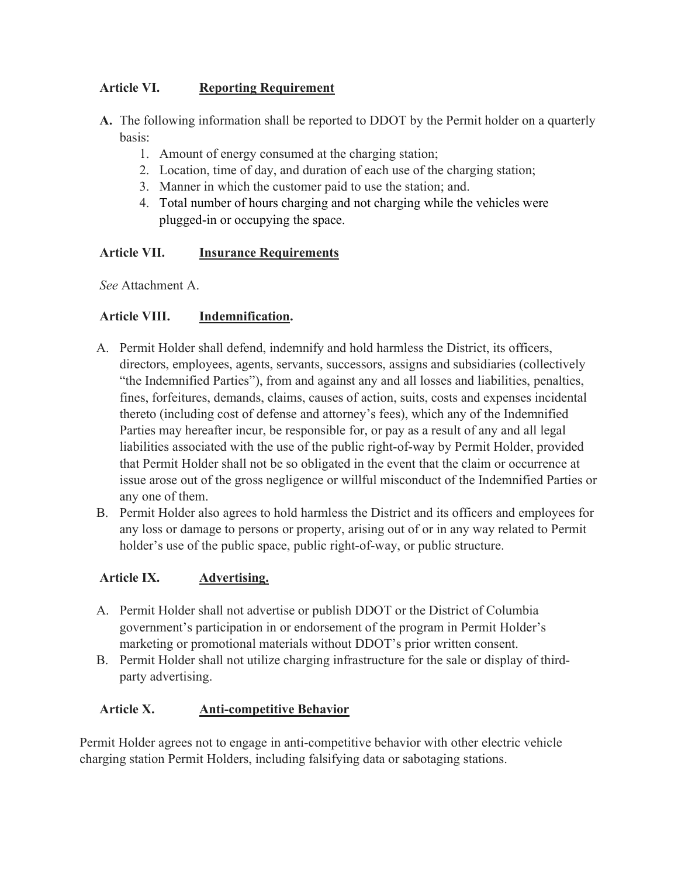### Article VI. Reporting Requirement

**A.** The following information shall be reported to DDOT by the Permit holder on a quarterly basis:

1. Amount of energy consumed at the charging station;
2. Location, time of day, and duration of each use of the charging station;
3. Manner in which the customer paid to use the station; and.
4. Total number of hours charging and not charging while the vehicles were plugged-in or occupying the space.

### Article VII. Insurance Requirements

*See* Attachment A.

### Article VIII. Indemnification.

A. Permit Holder shall defend, indemnify and hold harmless the District, its officers, directors, employees, agents, servants, successors, assigns and subsidiaries (collectively "the Indemnified Parties"), from and against any and all losses and liabilities, penalties, fines, forfeitures, demands, claims, causes of action, suits, costs and expenses incidental thereto (including cost of defense and attorney's fees), which any of the Indemnified Parties may hereafter incur, be responsible for, or pay as a result of any and all legal liabilities associated with the use of the public right-of-way by Permit Holder, provided that Permit Holder shall not be so obligated in the event that the claim or occurrence at issue arose out of the gross negligence or willful misconduct of the Indemnified Parties or any one of them.

B. Permit Holder also agrees to hold harmless the District and its officers and employees for any loss or damage to persons or property, arising out of or in any way related to Permit holder's use of the public space, public right-of-way, or public structure.

### Article IX. Advertising.

A. Permit Holder shall not advertise or publish DDOT or the District of Columbia government's participation in or endorsement of the program in Permit Holder's marketing or promotional materials without DDOT's prior written consent.

B. Permit Holder shall not utilize charging infrastructure for the sale or display of third-party advertising.

### Article X. Anti-competitive Behavior

Permit Holder agrees not to engage in anti-competitive behavior with other electric vehicle charging station Permit Holders, including falsifying data or sabotaging stations.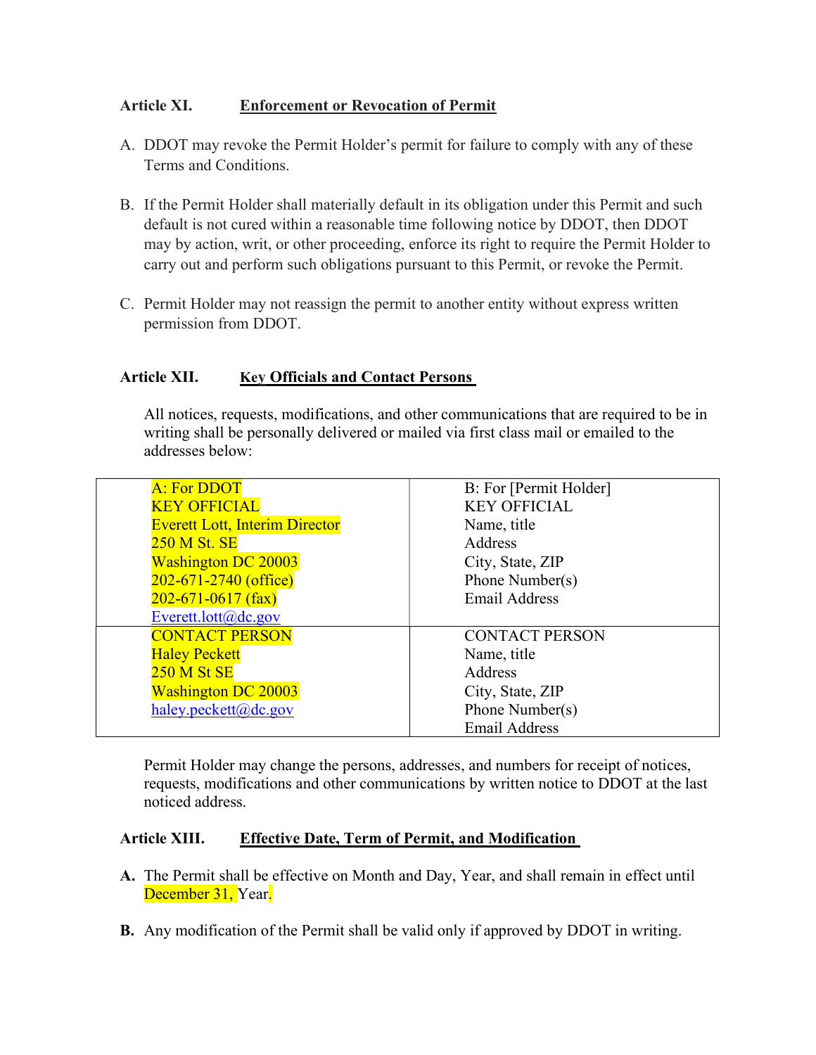**Article XI. Enforcement or Revocation of Permit**

A. DDOT may revoke the Permit Holder's permit for failure to comply with any of these Terms and Conditions.

B. If the Permit Holder shall materially default in its obligation under this Permit and such default is not cured within a reasonable time following notice by DDOT, then DDOT may by action, writ, or other proceeding, enforce its right to require the Permit Holder to carry out and perform such obligations pursuant to this Permit, or revoke the Permit.

C. Permit Holder may not reassign the permit to another entity without express written permission from DDOT.

**Article XII. Key Officials and Contact Persons**

All notices, requests, modifications, and other communications that are required to be in writing shall be personally delivered or mailed via first class mail or emailed to the addresses below:

| A: For DDOT | B: For [Permit Holder] |
|---|---|
| KEY OFFICIAL<br>Everett Lott, Interim Director<br>250 M St. SE<br>Washington DC 20003<br>202-671-2740 (office)<br>202-671-0617 (fax)<br>Everett.lott@dc.gov | KEY OFFICIAL<br>Name, title<br>Address<br>City, State, ZIP<br>Phone Number(s)<br>Email Address |
| CONTACT PERSON<br>Haley Peckett<br>250 M St SE<br>Washington DC 20003<br>haley.peckett@dc.gov | CONTACT PERSON<br>Name, title<br>Address<br>City, State, ZIP<br>Phone Number(s)<br>Email Address |

Permit Holder may change the persons, addresses, and numbers for receipt of notices, requests, modifications and other communications by written notice to DDOT at the last noticed address.

**Article XIII. Effective Date, Term of Permit, and Modification**

**A.** The Permit shall be effective on Month and Day, Year, and shall remain in effect until December 31, Year.

**B.** Any modification of the Permit shall be valid only if approved by DDOT in writing.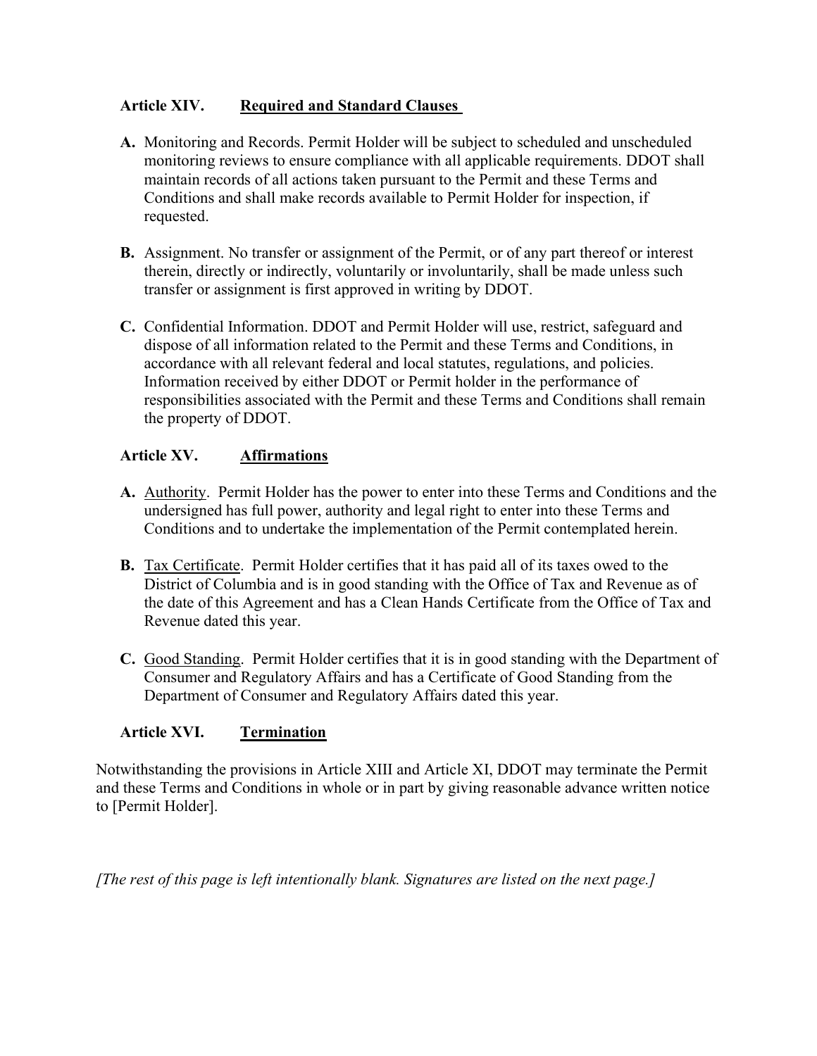## Article XIV. Required and Standard Clauses

**A.** Monitoring and Records. Permit Holder will be subject to scheduled and unscheduled monitoring reviews to ensure compliance with all applicable requirements. DDOT shall maintain records of all actions taken pursuant to the Permit and these Terms and Conditions and shall make records available to Permit Holder for inspection, if requested.

**B.** Assignment. No transfer or assignment of the Permit, or of any part thereof or interest therein, directly or indirectly, voluntarily or involuntarily, shall be made unless such transfer or assignment is first approved in writing by DDOT.

**C.** Confidential Information. DDOT and Permit Holder will use, restrict, safeguard and dispose of all information related to the Permit and these Terms and Conditions, in accordance with all relevant federal and local statutes, regulations, and policies. Information received by either DDOT or Permit holder in the performance of responsibilities associated with the Permit and these Terms and Conditions shall remain the property of DDOT.

## Article XV. Affirmations

**A.** Authority. Permit Holder has the power to enter into these Terms and Conditions and the undersigned has full power, authority and legal right to enter into these Terms and Conditions and to undertake the implementation of the Permit contemplated herein.

**B.** Tax Certificate. Permit Holder certifies that it has paid all of its taxes owed to the District of Columbia and is in good standing with the Office of Tax and Revenue as of the date of this Agreement and has a Clean Hands Certificate from the Office of Tax and Revenue dated this year.

**C.** Good Standing. Permit Holder certifies that it is in good standing with the Department of Consumer and Regulatory Affairs and has a Certificate of Good Standing from the Department of Consumer and Regulatory Affairs dated this year.

## Article XVI. Termination

Notwithstanding the provisions in Article XIII and Article XI, DDOT may terminate the Permit and these Terms and Conditions in whole or in part by giving reasonable advance written notice to [Permit Holder].

*[The rest of this page is left intentionally blank. Signatures are listed on the next page.]*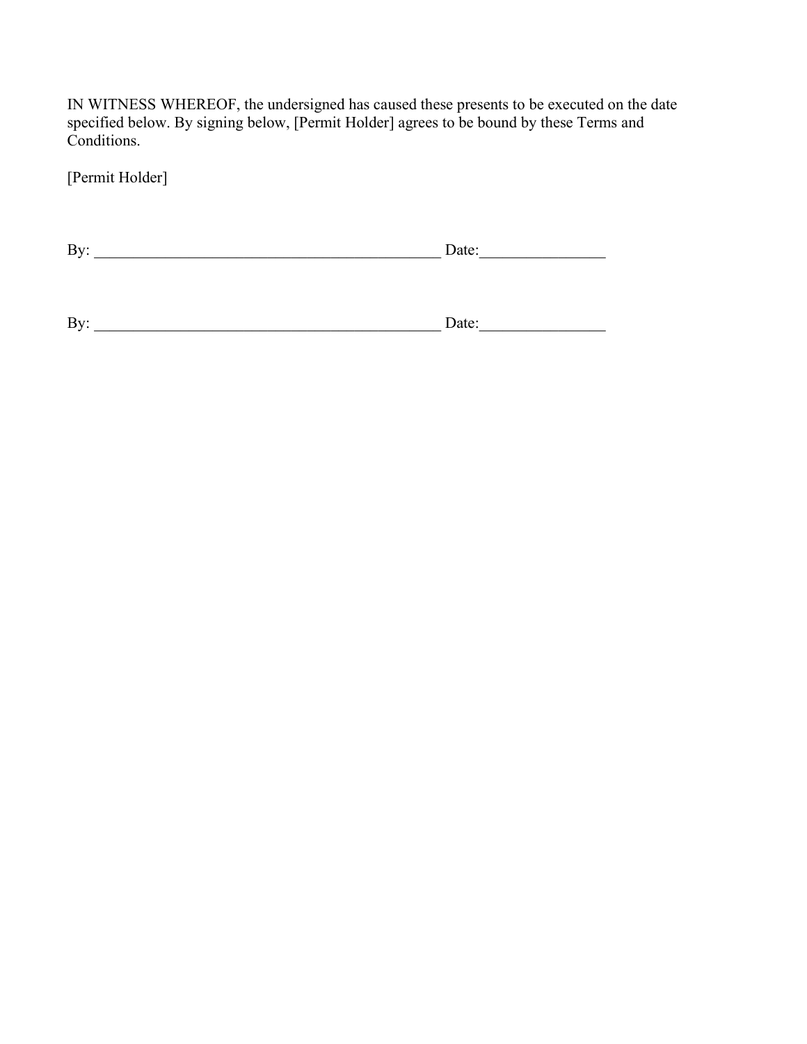IN WITNESS WHEREOF, the undersigned has caused these presents to be executed on the date specified below. By signing below, [Permit Holder] agrees to be bound by these Terms and Conditions.

[Permit Holder]

By: ____________________________________________ Date:_______________

By: ____________________________________________ Date:_______________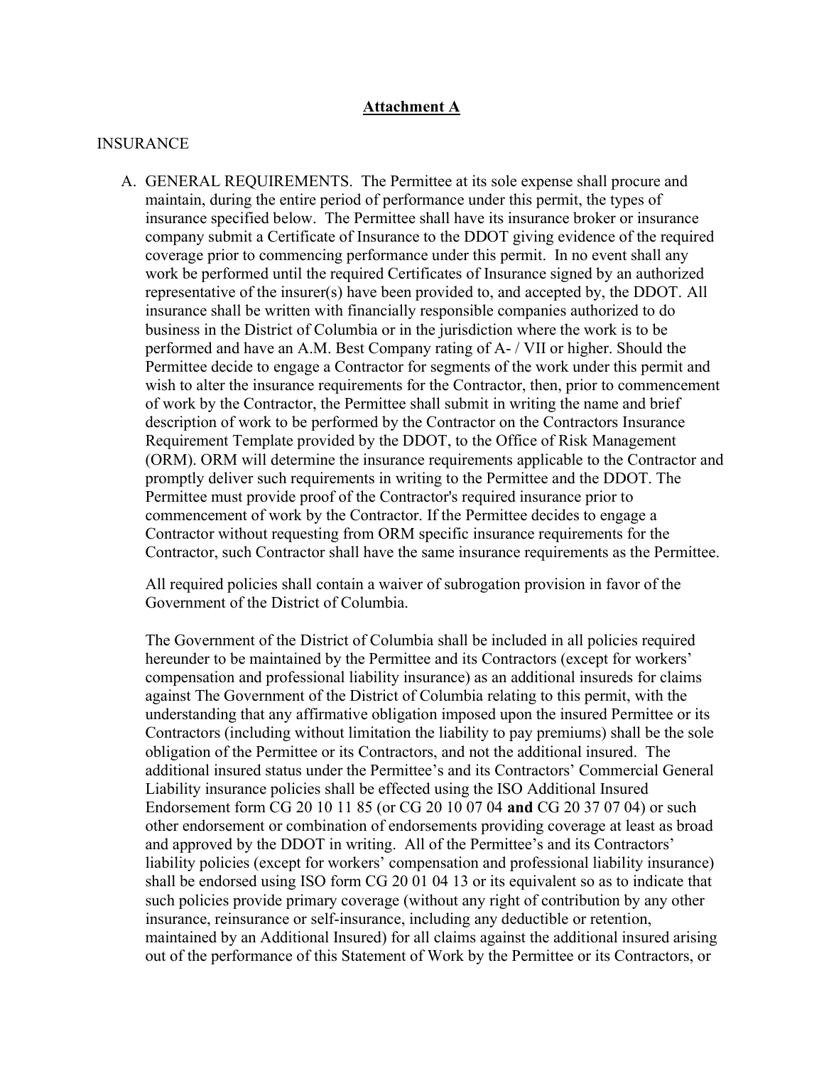## **Attachment A**

INSURANCE

A. GENERAL REQUIREMENTS. The Permittee at its sole expense shall procure and maintain, during the entire period of performance under this permit, the types of insurance specified below. The Permittee shall have its insurance broker or insurance company submit a Certificate of Insurance to the DDOT giving evidence of the required coverage prior to commencing performance under this permit. In no event shall any work be performed until the required Certificates of Insurance signed by an authorized representative of the insurer(s) have been provided to, and accepted by, the DDOT. All insurance shall be written with financially responsible companies authorized to do business in the District of Columbia or in the jurisdiction where the work is to be performed and have an A.M. Best Company rating of A- / VII or higher. Should the Permittee decide to engage a Contractor for segments of the work under this permit and wish to alter the insurance requirements for the Contractor, then, prior to commencement of work by the Contractor, the Permittee shall submit in writing the name and brief description of work to be performed by the Contractor on the Contractors Insurance Requirement Template provided by the DDOT, to the Office of Risk Management (ORM). ORM will determine the insurance requirements applicable to the Contractor and promptly deliver such requirements in writing to the Permittee and the DDOT. The Permittee must provide proof of the Contractor's required insurance prior to commencement of work by the Contractor. If the Permittee decides to engage a Contractor without requesting from ORM specific insurance requirements for the Contractor, such Contractor shall have the same insurance requirements as the Permittee.

   All required policies shall contain a waiver of subrogation provision in favor of the Government of the District of Columbia.

   The Government of the District of Columbia shall be included in all policies required hereunder to be maintained by the Permittee and its Contractors (except for workers' compensation and professional liability insurance) as an additional insureds for claims against The Government of the District of Columbia relating to this permit, with the understanding that any affirmative obligation imposed upon the insured Permittee or its Contractors (including without limitation the liability to pay premiums) shall be the sole obligation of the Permittee or its Contractors, and not the additional insured. The additional insured status under the Permittee's and its Contractors' Commercial General Liability insurance policies shall be effected using the ISO Additional Insured Endorsement form CG 20 10 11 85 (or CG 20 10 07 04 **and** CG 20 37 07 04) or such other endorsement or combination of endorsements providing coverage at least as broad and approved by the DDOT in writing. All of the Permittee's and its Contractors' liability policies (except for workers' compensation and professional liability insurance) shall be endorsed using ISO form CG 20 01 04 13 or its equivalent so as to indicate that such policies provide primary coverage (without any right of contribution by any other insurance, reinsurance or self-insurance, including any deductible or retention, maintained by an Additional Insured) for all claims against the additional insured arising out of the performance of this Statement of Work by the Permittee or its Contractors, or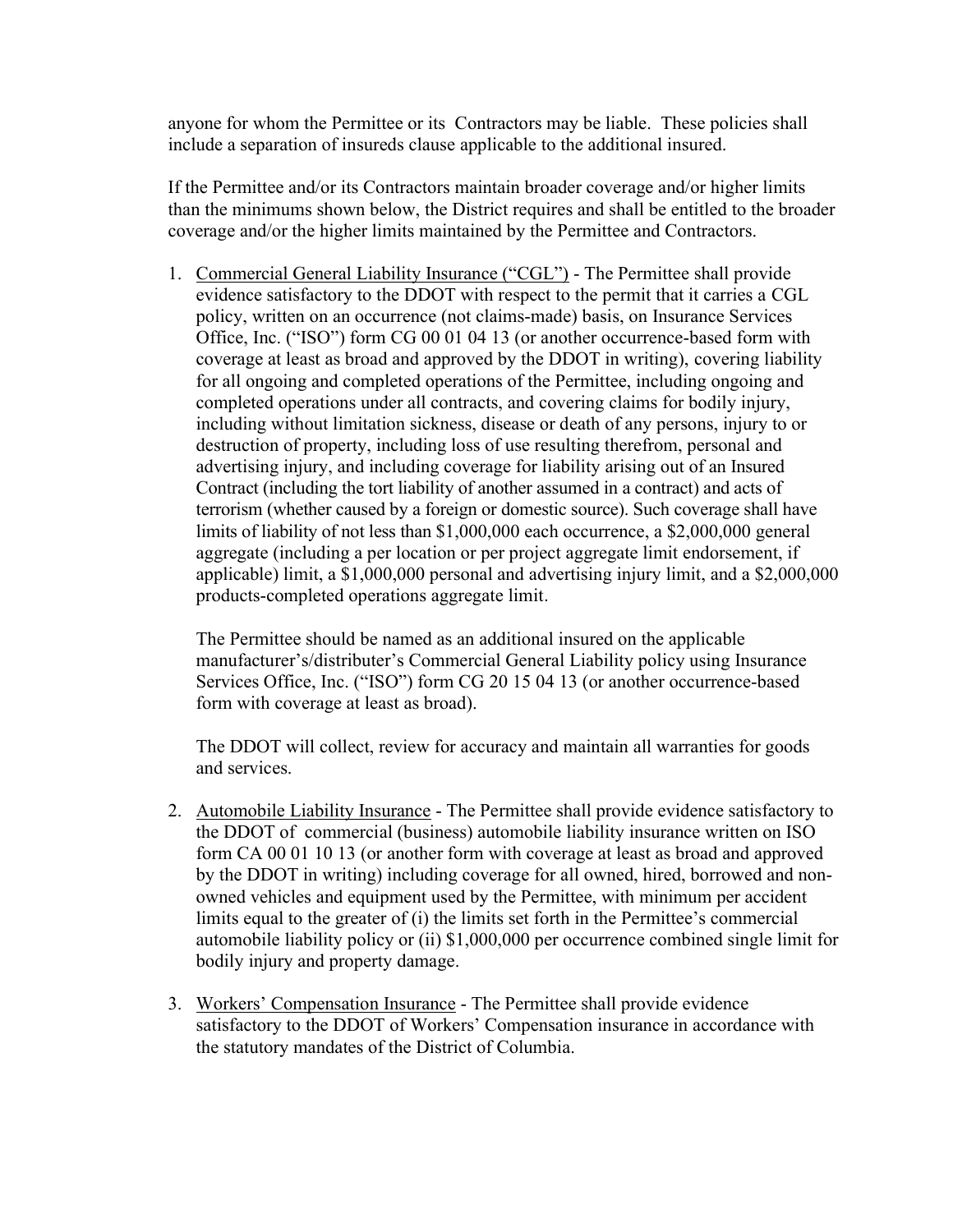anyone for whom the Permittee or its Contractors may be liable. These policies shall include a separation of insureds clause applicable to the additional insured.

If the Permittee and/or its Contractors maintain broader coverage and/or higher limits than the minimums shown below, the District requires and shall be entitled to the broader coverage and/or the higher limits maintained by the Permittee and Contractors.

1. Commercial General Liability Insurance ("CGL") - The Permittee shall provide evidence satisfactory to the DDOT with respect to the permit that it carries a CGL policy, written on an occurrence (not claims-made) basis, on Insurance Services Office, Inc. ("ISO") form CG 00 01 04 13 (or another occurrence-based form with coverage at least as broad and approved by the DDOT in writing), covering liability for all ongoing and completed operations of the Permittee, including ongoing and completed operations under all contracts, and covering claims for bodily injury, including without limitation sickness, disease or death of any persons, injury to or destruction of property, including loss of use resulting therefrom, personal and advertising injury, and including coverage for liability arising out of an Insured Contract (including the tort liability of another assumed in a contract) and acts of terrorism (whether caused by a foreign or domestic source). Such coverage shall have limits of liability of not less than $1,000,000 each occurrence, a $2,000,000 general aggregate (including a per location or per project aggregate limit endorsement, if applicable) limit, a $1,000,000 personal and advertising injury limit, and a $2,000,000 products-completed operations aggregate limit.

   The Permittee should be named as an additional insured on the applicable manufacturer's/distributer's Commercial General Liability policy using Insurance Services Office, Inc. ("ISO") form CG 20 15 04 13 (or another occurrence-based form with coverage at least as broad).

   The DDOT will collect, review for accuracy and maintain all warranties for goods and services.

2. Automobile Liability Insurance - The Permittee shall provide evidence satisfactory to the DDOT of commercial (business) automobile liability insurance written on ISO form CA 00 01 10 13 (or another form with coverage at least as broad and approved by the DDOT in writing) including coverage for all owned, hired, borrowed and non-owned vehicles and equipment used by the Permittee, with minimum per accident limits equal to the greater of (i) the limits set forth in the Permittee's commercial automobile liability policy or (ii) $1,000,000 per occurrence combined single limit for bodily injury and property damage.

3. Workers' Compensation Insurance - The Permittee shall provide evidence satisfactory to the DDOT of Workers' Compensation insurance in accordance with the statutory mandates of the District of Columbia.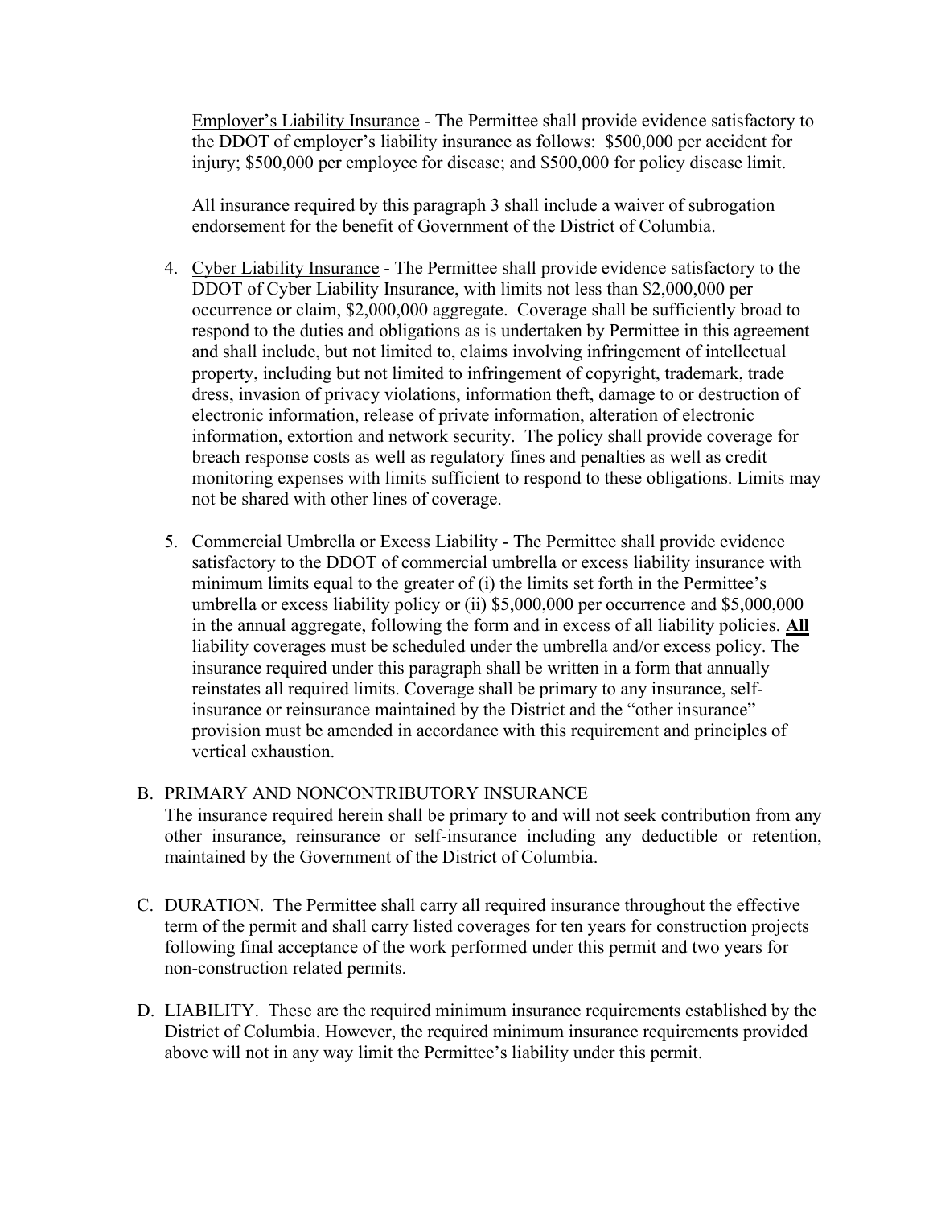Employer's Liability Insurance - The Permittee shall provide evidence satisfactory to the DDOT of employer's liability insurance as follows: $500,000 per accident for injury; $500,000 per employee for disease; and $500,000 for policy disease limit.

All insurance required by this paragraph 3 shall include a waiver of subrogation endorsement for the benefit of Government of the District of Columbia.

4. Cyber Liability Insurance - The Permittee shall provide evidence satisfactory to the DDOT of Cyber Liability Insurance, with limits not less than $2,000,000 per occurrence or claim, $2,000,000 aggregate. Coverage shall be sufficiently broad to respond to the duties and obligations as is undertaken by Permittee in this agreement and shall include, but not limited to, claims involving infringement of intellectual property, including but not limited to infringement of copyright, trademark, trade dress, invasion of privacy violations, information theft, damage to or destruction of electronic information, release of private information, alteration of electronic information, extortion and network security. The policy shall provide coverage for breach response costs as well as regulatory fines and penalties as well as credit monitoring expenses with limits sufficient to respond to these obligations. Limits may not be shared with other lines of coverage.

5. Commercial Umbrella or Excess Liability - The Permittee shall provide evidence satisfactory to the DDOT of commercial umbrella or excess liability insurance with minimum limits equal to the greater of (i) the limits set forth in the Permittee's umbrella or excess liability policy or (ii) $5,000,000 per occurrence and $5,000,000 in the annual aggregate, following the form and in excess of all liability policies. **All** liability coverages must be scheduled under the umbrella and/or excess policy. The insurance required under this paragraph shall be written in a form that annually reinstates all required limits. Coverage shall be primary to any insurance, self-insurance or reinsurance maintained by the District and the "other insurance" provision must be amended in accordance with this requirement and principles of vertical exhaustion.

B. PRIMARY AND NONCONTRIBUTORY INSURANCE
The insurance required herein shall be primary to and will not seek contribution from any other insurance, reinsurance or self-insurance including any deductible or retention, maintained by the Government of the District of Columbia.

C. DURATION. The Permittee shall carry all required insurance throughout the effective term of the permit and shall carry listed coverages for ten years for construction projects following final acceptance of the work performed under this permit and two years for non-construction related permits.

D. LIABILITY. These are the required minimum insurance requirements established by the District of Columbia. However, the required minimum insurance requirements provided above will not in any way limit the Permittee's liability under this permit.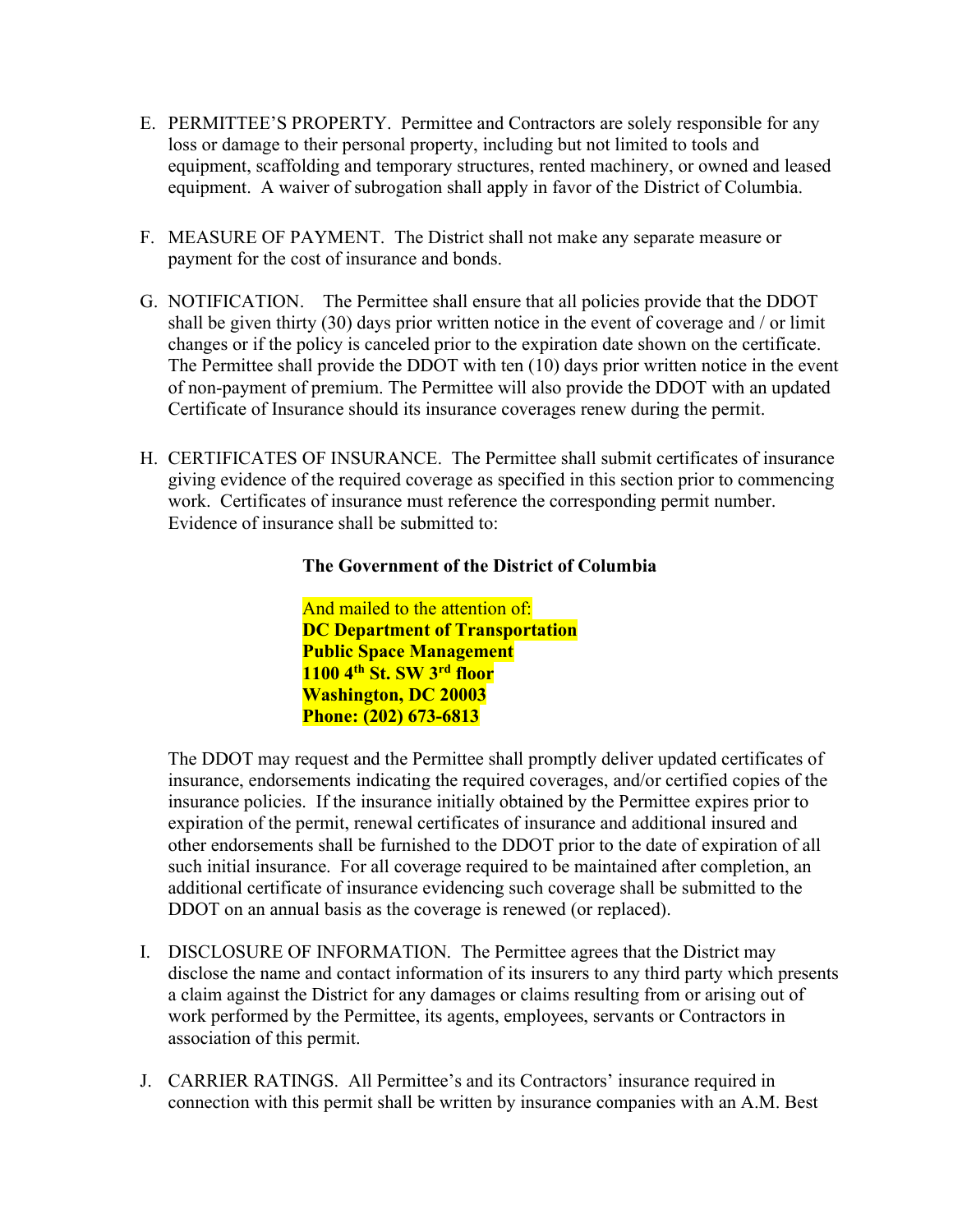E. PERMITTEE'S PROPERTY. Permittee and Contractors are solely responsible for any loss or damage to their personal property, including but not limited to tools and equipment, scaffolding and temporary structures, rented machinery, or owned and leased equipment. A waiver of subrogation shall apply in favor of the District of Columbia.

F. MEASURE OF PAYMENT. The District shall not make any separate measure or payment for the cost of insurance and bonds.

G. NOTIFICATION. The Permittee shall ensure that all policies provide that the DDOT shall be given thirty (30) days prior written notice in the event of coverage and / or limit changes or if the policy is canceled prior to the expiration date shown on the certificate. The Permittee shall provide the DDOT with ten (10) days prior written notice in the event of non-payment of premium. The Permittee will also provide the DDOT with an updated Certificate of Insurance should its insurance coverages renew during the permit.

H. CERTIFICATES OF INSURANCE. The Permittee shall submit certificates of insurance giving evidence of the required coverage as specified in this section prior to commencing work. Certificates of insurance must reference the corresponding permit number. Evidence of insurance shall be submitted to:

**The Government of the District of Columbia**

And mailed to the attention of:
**DC Department of Transportation**
**Public Space Management**
**1100 4th St. SW 3rd floor**
**Washington, DC 20003**
**Phone: (202) 673-6813**

The DDOT may request and the Permittee shall promptly deliver updated certificates of insurance, endorsements indicating the required coverages, and/or certified copies of the insurance policies. If the insurance initially obtained by the Permittee expires prior to expiration of the permit, renewal certificates of insurance and additional insured and other endorsements shall be furnished to the DDOT prior to the date of expiration of all such initial insurance. For all coverage required to be maintained after completion, an additional certificate of insurance evidencing such coverage shall be submitted to the DDOT on an annual basis as the coverage is renewed (or replaced).

I. DISCLOSURE OF INFORMATION. The Permittee agrees that the District may disclose the name and contact information of its insurers to any third party which presents a claim against the District for any damages or claims resulting from or arising out of work performed by the Permittee, its agents, employees, servants or Contractors in association of this permit.

J. CARRIER RATINGS. All Permittee's and its Contractors' insurance required in connection with this permit shall be written by insurance companies with an A.M. Best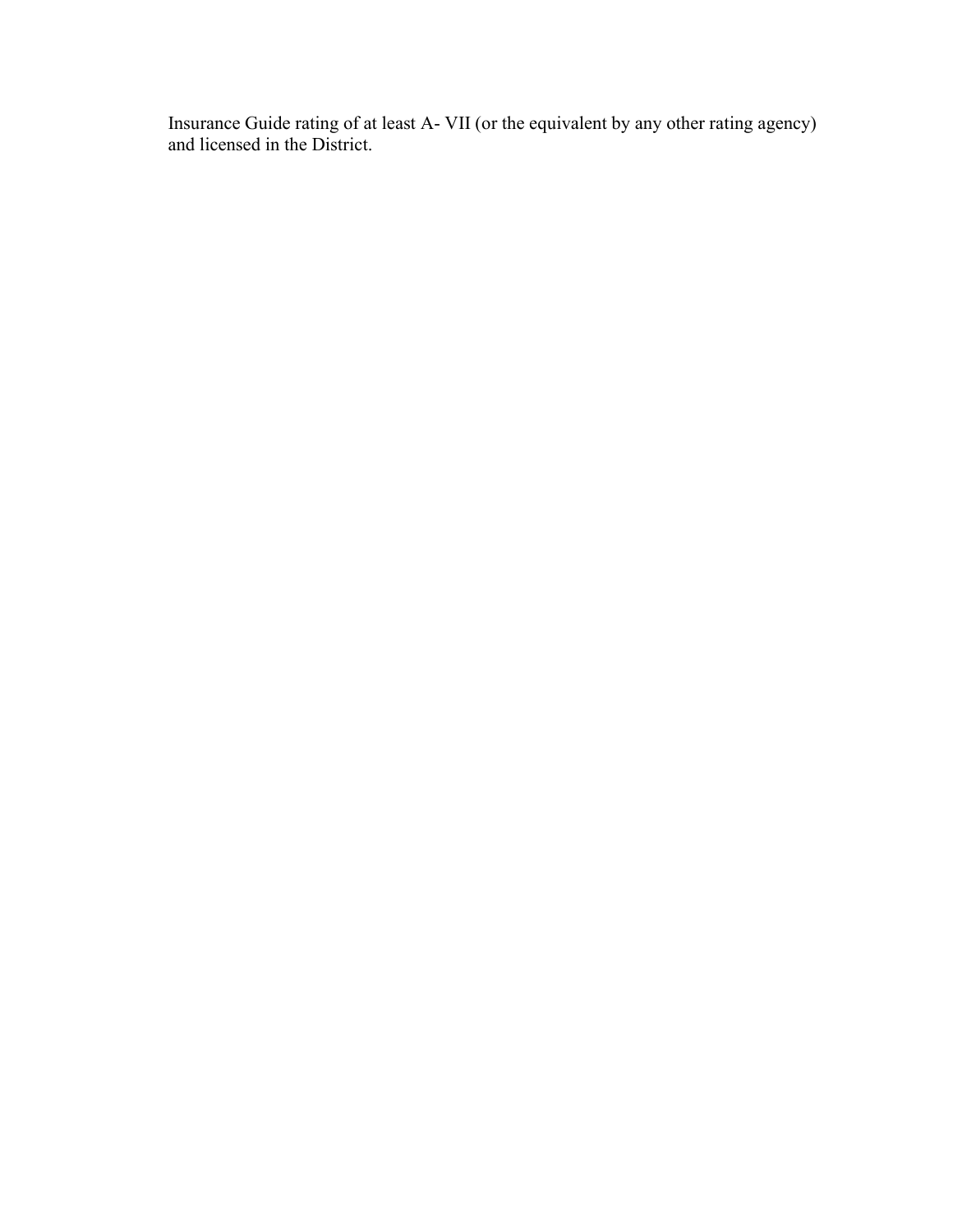Insurance Guide rating of at least A- VII (or the equivalent by any other rating agency) and licensed in the District.